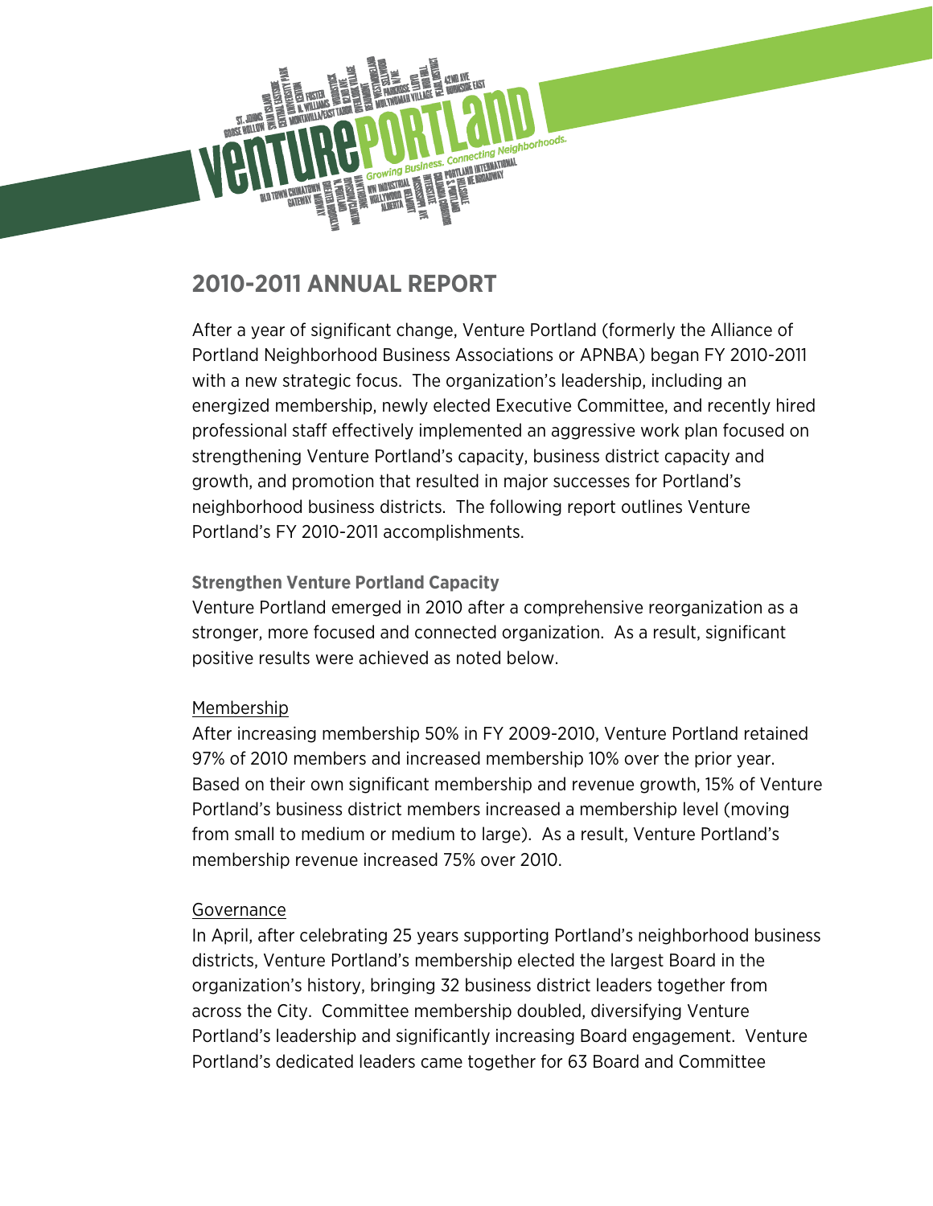# 2010-2011 ANNUAL REPORT

After a year of significant change, Venture Portland (formerly the Alliance of Portland Neighborhood Business Associations or APNBA) began FY 2010-2011 with a new strategic focus. The organization's leadership, including an energized membership, newly elected Executive Committee, and recently hired professional staff effectively implemented an aggressive work plan focused on strengthening Venture Portland's capacity, business district capacity and growth, and promotion that resulted in major successes for Portland's neighborhood business districts. The following report outlines Venture Portland's FY 2010-2011 accomplishments.

### Strengthen Venture Portland Capacity

Venture Portland emerged in 2010 after a comprehensive reorganization as a stronger, more focused and connected organization. As a result, significant positive results were achieved as noted below.

Membership

After increasing membership 50% in FY 2009-2010, Venture Portland retained 97% of 2010 members and increased membership 10% over the prior year. Based on their own significant membership and revenue growth, 15% of Venture Portland's business district members increased a membership level (moving from small to medium or medium to large). As a result, Venture Portland's membership revenue increased 75% over 2010.

Governance

In April, after celebrating 25 years supporting Portland's neighborhood business districts, Venture Portland's membership elected the largest Board in the organization's history, bringing 32 business district leaders together from across the City. Committee membership doubled, diversifying Venture Portland's leadership and significantly increasing Board engagement. Venture Portland's dedicated leaders came together for 63 Board and Committee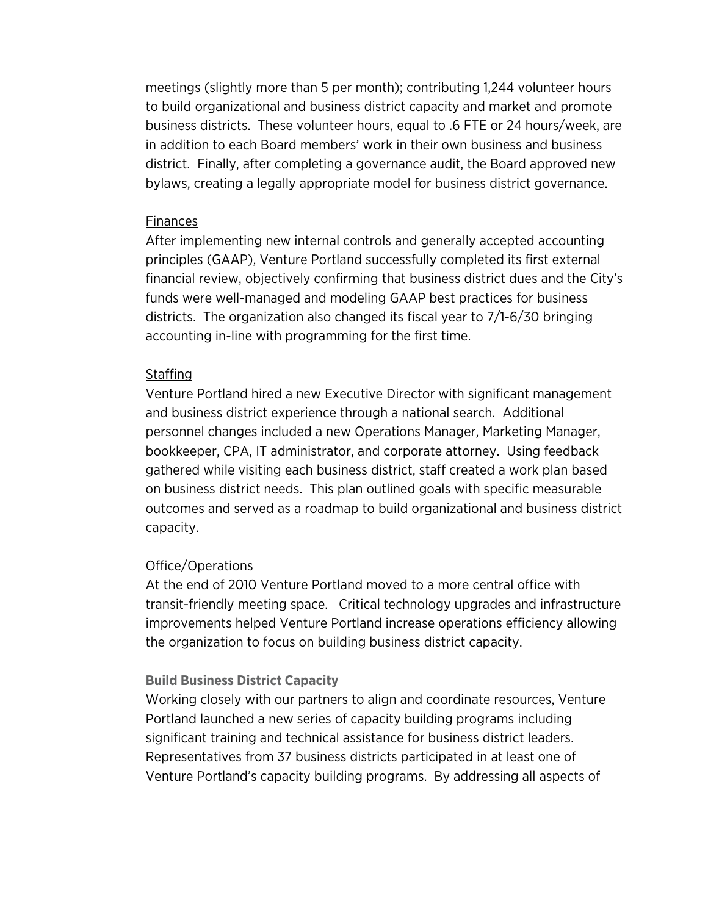meetings (slightly more than 5 per month); contributing 1,244 volunteer hours to build organizational and business district capacity and market and promote business districts. These volunteer hours, equal to .6 FTE or 24 hours/week, are in addition to each Board members' work in their own business and business district. Finally, after completing a governance audit, the Board approved new bylaws, creating a legally appropriate model for business district governance.

<u>Finances</u>

After implementing new internal controls and generally accepted accounting principles (GAAP), Venture Portland successfully completed its first external financial review, objectively confirming that business district dues and the City's funds were well-managed and modeling GAAP best practices for business districts. The organization also changed its fiscal year to 7/1-6/30 bringing accounting in-line with programming for the first time.

<u>Staffing</u>

Venture Portland hired a new Executive Director with significant management and business district experience through a national search. Additional personnel changes included a new Operations Manager, Marketing Manager, bookkeeper, CPA, IT administrator, and corporate attorney. Using feedback gathered while visiting each business district, staff created a work plan based on business district needs. This plan outlined goals with specific measurable outcomes and served as a roadmap to build organizational and business district capacity.

<u>Office/Operations</u>

At the end of 2010 Venture Portland moved to a more central office with transit-friendly meeting space. Critical technology upgrades and infrastructure improvements helped Venture Portland increase operations efficiency allowing the organization to focus on building business district capacity.

**Build Business District Capacity**

Working closely with our partners to align and coordinate resources, Venture Portland launched a new series of capacity building programs including significant training and technical assistance for business district leaders. Representatives from 37 business districts participated in at least one of Venture Portland's capacity building programs. By addressing all aspects of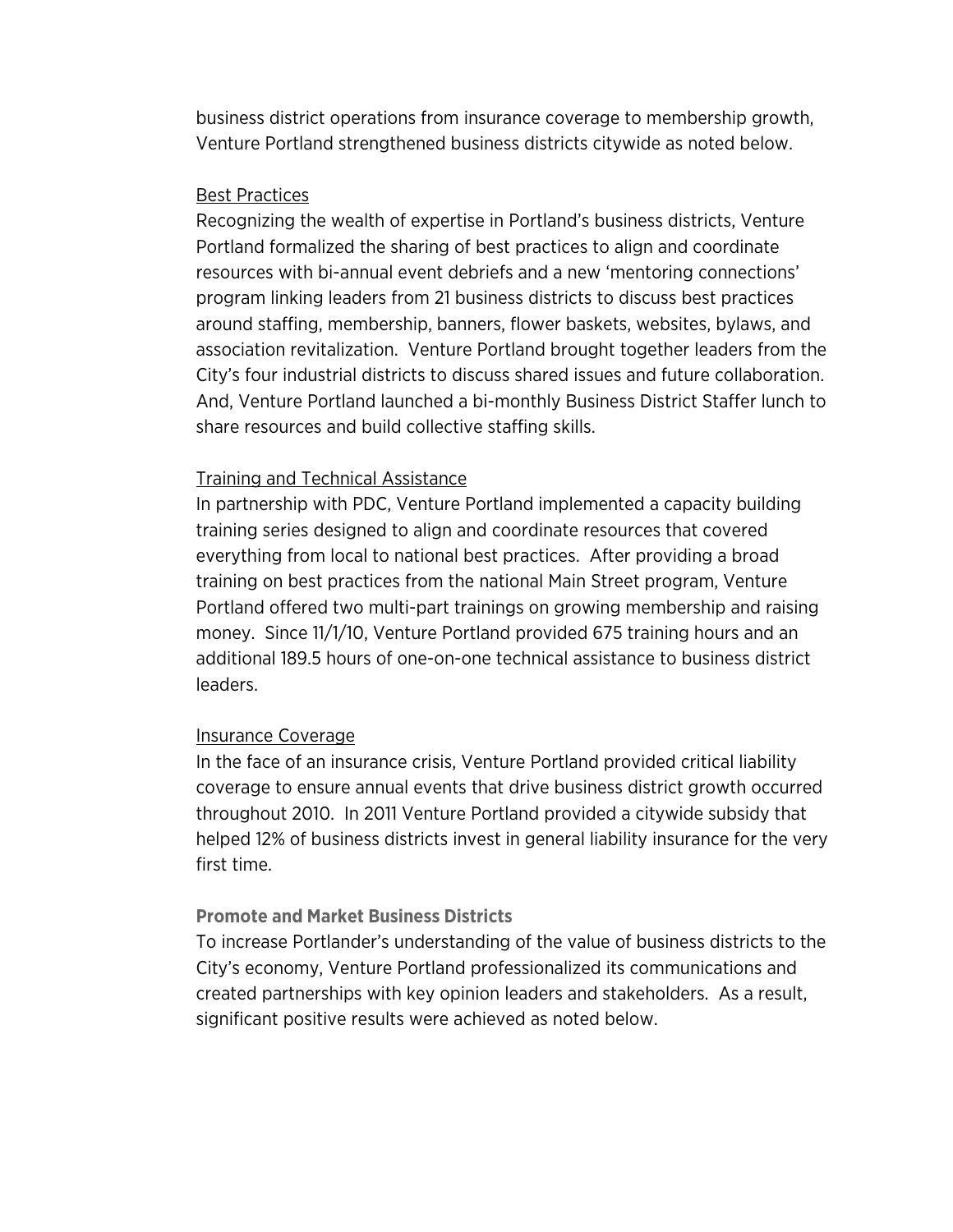business district operations from insurance coverage to membership growth, Venture Portland strengthened business districts citywide as noted below.

<u>Best Practices</u>

Recognizing the wealth of expertise in Portland's business districts, Venture Portland formalized the sharing of best practices to align and coordinate resources with bi-annual event debriefs and a new 'mentoring connections' program linking leaders from 21 business districts to discuss best practices around staffing, membership, banners, flower baskets, websites, bylaws, and association revitalization. Venture Portland brought together leaders from the City's four industrial districts to discuss shared issues and future collaboration. And, Venture Portland launched a bi-monthly Business District Staffer lunch to share resources and build collective staffing skills.

<u>Training and Technical Assistance</u>

In partnership with PDC, Venture Portland implemented a capacity building training series designed to align and coordinate resources that covered everything from local to national best practices. After providing a broad training on best practices from the national Main Street program, Venture Portland offered two multi-part trainings on growing membership and raising money. Since 11/1/10, Venture Portland provided 675 training hours and an additional 189.5 hours of one-on-one technical assistance to business district leaders.

<u>Insurance Coverage</u>

In the face of an insurance crisis, Venture Portland provided critical liability coverage to ensure annual events that drive business district growth occurred throughout 2010. In 2011 Venture Portland provided a citywide subsidy that helped 12% of business districts invest in general liability insurance for the very first time.

**Promote and Market Business Districts**

To increase Portlander's understanding of the value of business districts to the City's economy, Venture Portland professionalized its communications and created partnerships with key opinion leaders and stakeholders. As a result, significant positive results were achieved as noted below.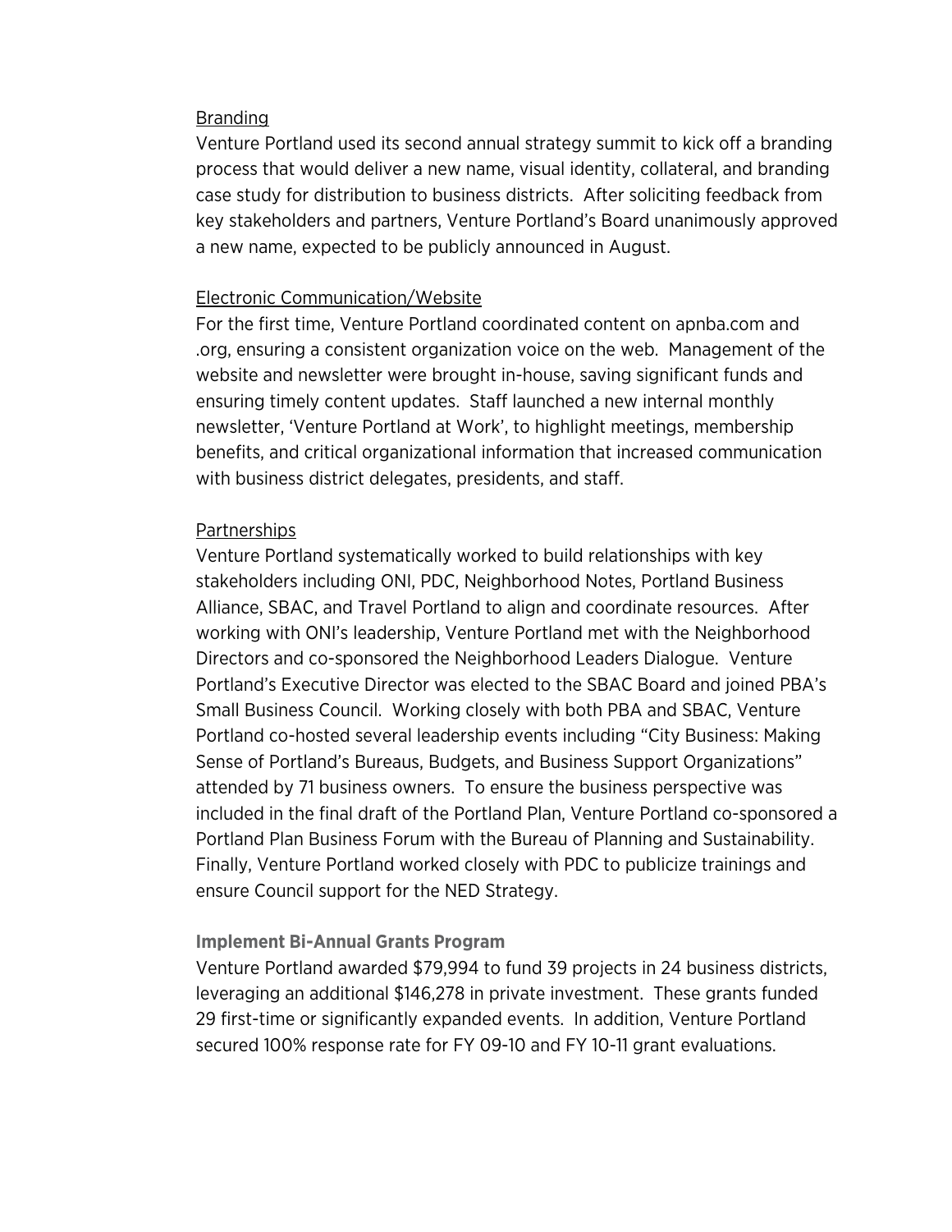<u>Branding</u>

Venture Portland used its second annual strategy summit to kick off a branding process that would deliver a new name, visual identity, collateral, and branding case study for distribution to business districts. After soliciting feedback from key stakeholders and partners, Venture Portland's Board unanimously approved a new name, expected to be publicly announced in August.

<u>Electronic Communication/Website</u>

For the first time, Venture Portland coordinated content on apnba.com and .org, ensuring a consistent organization voice on the web. Management of the website and newsletter were brought in-house, saving significant funds and ensuring timely content updates. Staff launched a new internal monthly newsletter, 'Venture Portland at Work', to highlight meetings, membership benefits, and critical organizational information that increased communication with business district delegates, presidents, and staff.

<u>Partnerships</u>

Venture Portland systematically worked to build relationships with key stakeholders including ONI, PDC, Neighborhood Notes, Portland Business Alliance, SBAC, and Travel Portland to align and coordinate resources. After working with ONI's leadership, Venture Portland met with the Neighborhood Directors and co-sponsored the Neighborhood Leaders Dialogue. Venture Portland's Executive Director was elected to the SBAC Board and joined PBA's Small Business Council. Working closely with both PBA and SBAC, Venture Portland co-hosted several leadership events including "City Business: Making Sense of Portland's Bureaus, Budgets, and Business Support Organizations" attended by 71 business owners. To ensure the business perspective was included in the final draft of the Portland Plan, Venture Portland co-sponsored a Portland Plan Business Forum with the Bureau of Planning and Sustainability. Finally, Venture Portland worked closely with PDC to publicize trainings and ensure Council support for the NED Strategy.

### Implement Bi-Annual Grants Program

Venture Portland awarded $79,994 to fund 39 projects in 24 business districts, leveraging an additional $146,278 in private investment. These grants funded 29 first-time or significantly expanded events. In addition, Venture Portland secured 100% response rate for FY 09-10 and FY 10-11 grant evaluations.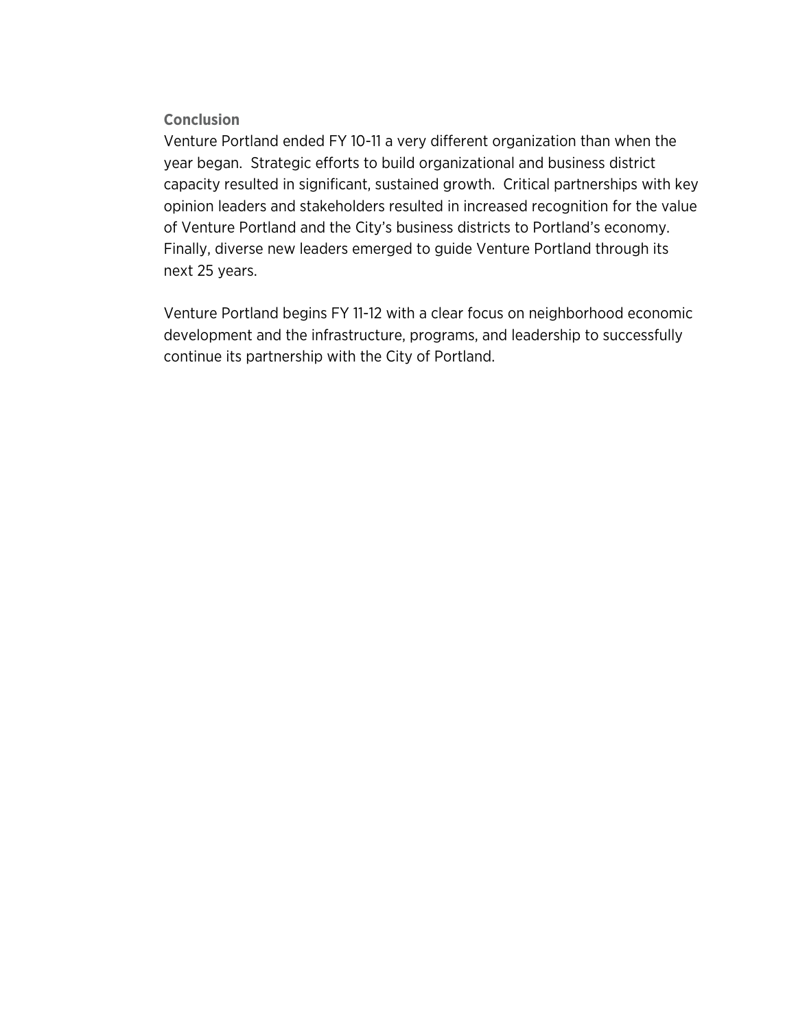### Conclusion

Venture Portland ended FY 10-11 a very different organization than when the year began. Strategic efforts to build organizational and business district capacity resulted in significant, sustained growth. Critical partnerships with key opinion leaders and stakeholders resulted in increased recognition for the value of Venture Portland and the City's business districts to Portland's economy. Finally, diverse new leaders emerged to guide Venture Portland through its next 25 years.

Venture Portland begins FY 11-12 with a clear focus on neighborhood economic development and the infrastructure, programs, and leadership to successfully continue its partnership with the City of Portland.